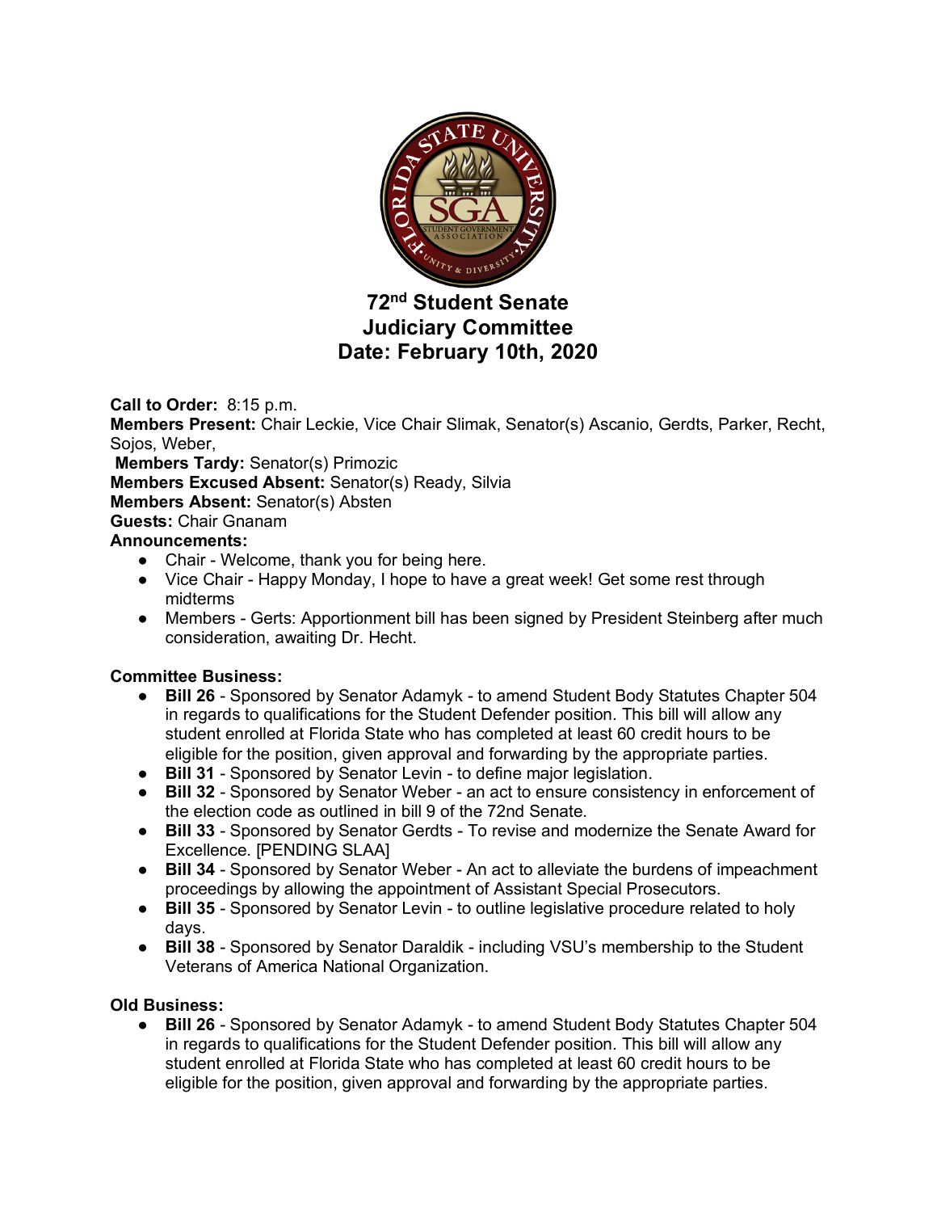# 72nd Student Senate
# Judiciary Committee
# Date: February 10th, 2020

**Call to Order:** 8:15 p.m.
**Members Present:** Chair Leckie, Vice Chair Slimak, Senator(s) Ascanio, Gerdts, Parker, Recht, Sojos, Weber,
**Members Tardy:** Senator(s) Primozic
**Members Excused Absent:** Senator(s) Ready, Silvia
**Members Absent:** Senator(s) Absten
**Guests:** Chair Gnanam
**Announcements:**

- Chair - Welcome, thank you for being here.
- Vice Chair - Happy Monday, I hope to have a great week! Get some rest through midterms
- Members - Gerts: Apportionment bill has been signed by President Steinberg after much consideration, awaiting Dr. Hecht.

**Committee Business:**

- **Bill 26** - Sponsored by Senator Adamyk - to amend Student Body Statutes Chapter 504 in regards to qualifications for the Student Defender position. This bill will allow any student enrolled at Florida State who has completed at least 60 credit hours to be eligible for the position, given approval and forwarding by the appropriate parties.
- **Bill 31** - Sponsored by Senator Levin - to define major legislation.
- **Bill 32** - Sponsored by Senator Weber - an act to ensure consistency in enforcement of the election code as outlined in bill 9 of the 72nd Senate.
- **Bill 33** - Sponsored by Senator Gerdts - To revise and modernize the Senate Award for Excellence. [PENDING SLAA]
- **Bill 34** - Sponsored by Senator Weber - An act to alleviate the burdens of impeachment proceedings by allowing the appointment of Assistant Special Prosecutors.
- **Bill 35** - Sponsored by Senator Levin - to outline legislative procedure related to holy days.
- **Bill 38** - Sponsored by Senator Daraldik - including VSU's membership to the Student Veterans of America National Organization.

**Old Business:**

- **Bill 26** - Sponsored by Senator Adamyk - to amend Student Body Statutes Chapter 504 in regards to qualifications for the Student Defender position. This bill will allow any student enrolled at Florida State who has completed at least 60 credit hours to be eligible for the position, given approval and forwarding by the appropriate parties.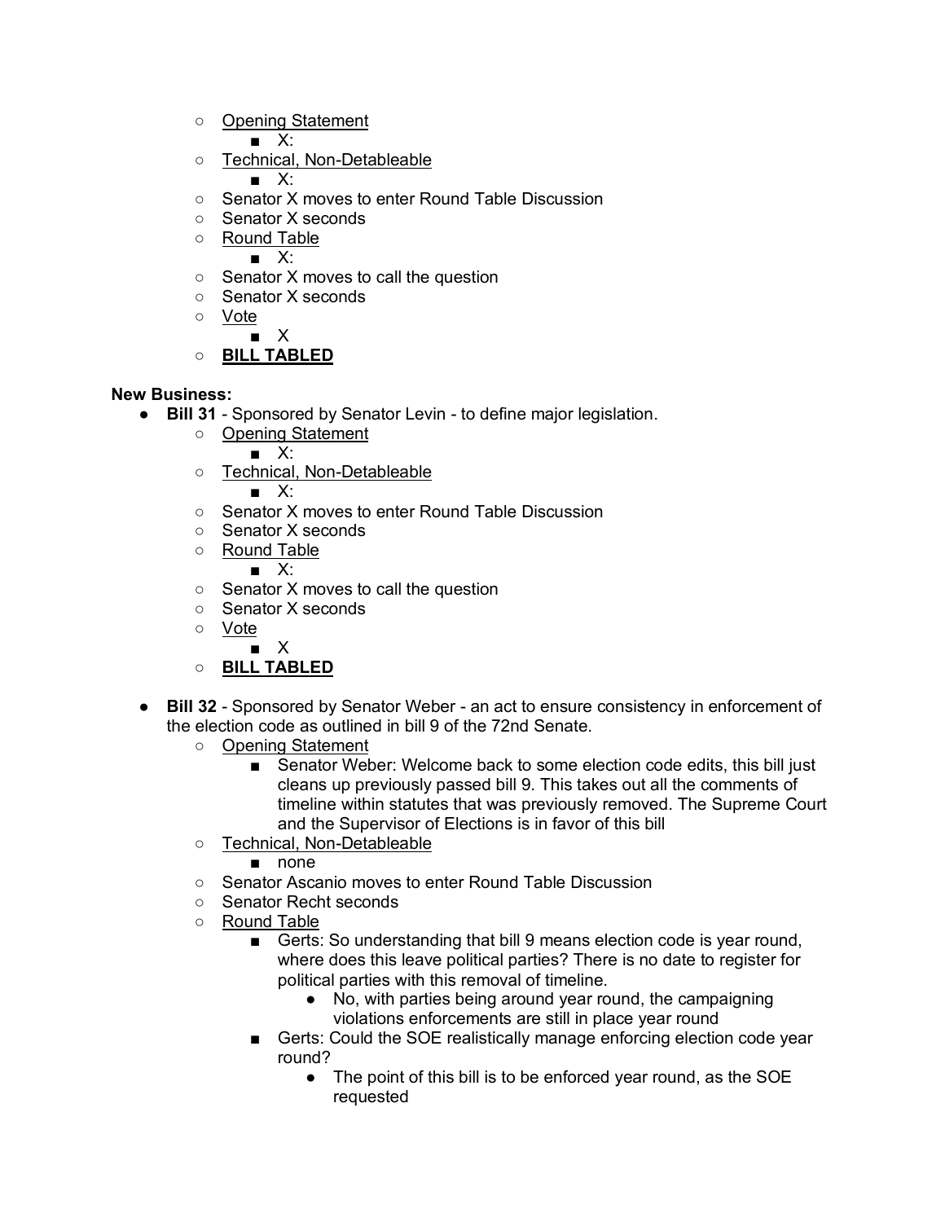- Opening Statement
  - X:
- Technical, Non-Detableable
  - X:
- Senator X moves to enter Round Table Discussion
- Senator X seconds
- Round Table
  - X:
- Senator X moves to call the question
- Senator X seconds
- Vote
  - X
- **BILL TABLED**

**New Business:**

- **Bill 31** - Sponsored by Senator Levin - to define major legislation.
  - Opening Statement
    - X:
  - Technical, Non-Detableable
    - X:
  - Senator X moves to enter Round Table Discussion
  - Senator X seconds
  - Round Table
    - X:
  - Senator X moves to call the question
  - Senator X seconds
  - Vote
    - X
  - **BILL TABLED**

- **Bill 32** - Sponsored by Senator Weber - an act to ensure consistency in enforcement of the election code as outlined in bill 9 of the 72nd Senate.
  - Opening Statement
    - Senator Weber: Welcome back to some election code edits, this bill just cleans up previously passed bill 9. This takes out all the comments of timeline within statutes that was previously removed. The Supreme Court and the Supervisor of Elections is in favor of this bill
  - Technical, Non-Detableable
    - none
  - Senator Ascanio moves to enter Round Table Discussion
  - Senator Recht seconds
  - Round Table
    - Gerts: So understanding that bill 9 means election code is year round, where does this leave political parties? There is no date to register for political parties with this removal of timeline.
      - No, with parties being around year round, the campaigning violations enforcements are still in place year round
    - Gerts: Could the SOE realistically manage enforcing election code year round?
      - The point of this bill is to be enforced year round, as the SOE requested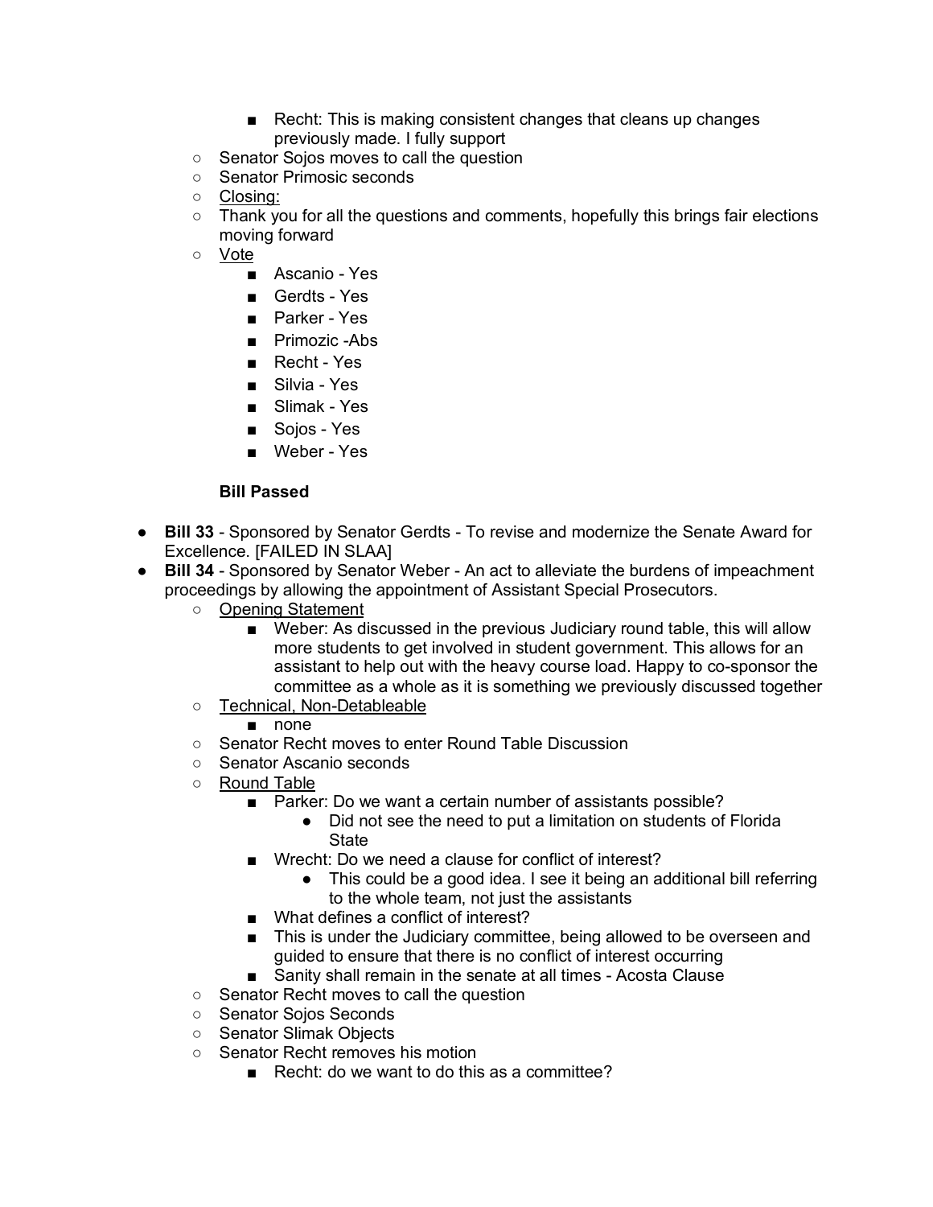- Recht: This is making consistent changes that cleans up changes previously made. I fully support
    - Senator Sojos moves to call the question
    - Senator Primosic seconds
    - Closing:
    - Thank you for all the questions and comments, hopefully this brings fair elections moving forward
    - Vote
        - Ascanio - Yes
        - Gerdts - Yes
        - Parker - Yes
        - Primozic -Abs
        - Recht - Yes
        - Silvia - Yes
        - Slimak - Yes
        - Sojos - Yes
        - Weber - Yes

    **Bill Passed**

- **Bill 33** - Sponsored by Senator Gerdts - To revise and modernize the Senate Award for Excellence. [FAILED IN SLAA]
- **Bill 34** - Sponsored by Senator Weber - An act to alleviate the burdens of impeachment proceedings by allowing the appointment of Assistant Special Prosecutors.
    - Opening Statement
        - Weber: As discussed in the previous Judiciary round table, this will allow more students to get involved in student government. This allows for an assistant to help out with the heavy course load. Happy to co-sponsor the committee as a whole as it is something we previously discussed together
    - Technical, Non-Detableable
        - none
    - Senator Recht moves to enter Round Table Discussion
    - Senator Ascanio seconds
    - Round Table
        - Parker: Do we want a certain number of assistants possible?
            - Did not see the need to put a limitation on students of Florida State
        - Wrecht: Do we need a clause for conflict of interest?
            - This could be a good idea. I see it being an additional bill referring to the whole team, not just the assistants
        - What defines a conflict of interest?
        - This is under the Judiciary committee, being allowed to be overseen and guided to ensure that there is no conflict of interest occurring
        - Sanity shall remain in the senate at all times - Acosta Clause
    - Senator Recht moves to call the question
    - Senator Sojos Seconds
    - Senator Slimak Objects
    - Senator Recht removes his motion
        - Recht: do we want to do this as a committee?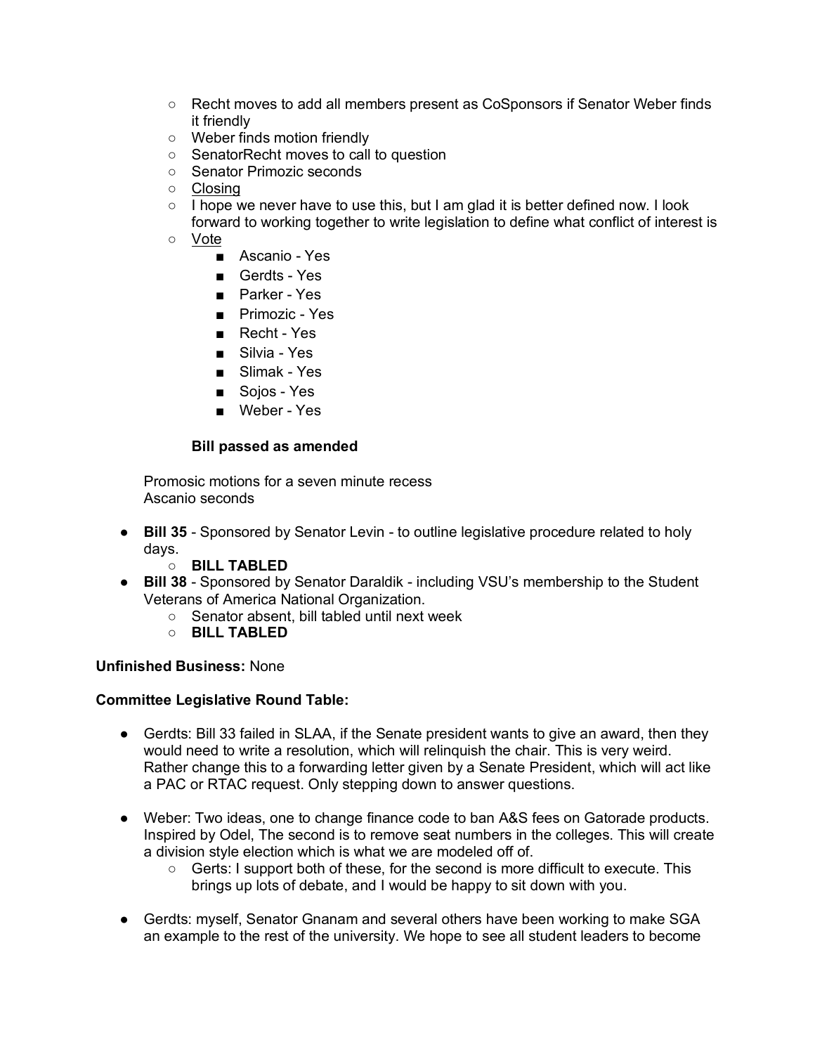- Recht moves to add all members present as CoSponsors if Senator Weber finds it friendly
    - Weber finds motion friendly
    - SenatorRecht moves to call to question
    - Senator Primozic seconds
    - <u>Closing</u>
    - I hope we never have to use this, but I am glad it is better defined now. I look forward to working together to write legislation to define what conflict of interest is
    - <u>Vote</u>
        - Ascanio - Yes
        - Gerdts - Yes
        - Parker - Yes
        - Primozic - Yes
        - Recht - Yes
        - Silvia - Yes
        - Slimak - Yes
        - Sojos - Yes
        - Weber - Yes

    **Bill passed as amended**

  Promosic motions for a seven minute recess
  Ascanio seconds

- **Bill 35** - Sponsored by Senator Levin - to outline legislative procedure related to holy days.
    - **BILL TABLED**
- **Bill 38** - Sponsored by Senator Daraldik - including VSU's membership to the Student Veterans of America National Organization.
    - Senator absent, bill tabled until next week
    - **BILL TABLED**

**Unfinished Business:** None

**Committee Legislative Round Table:**

- Gerdts: Bill 33 failed in SLAA, if the Senate president wants to give an award, then they would need to write a resolution, which will relinquish the chair. This is very weird. Rather change this to a forwarding letter given by a Senate President, which will act like a PAC or RTAC request. Only stepping down to answer questions.

- Weber: Two ideas, one to change finance code to ban A&S fees on Gatorade products. Inspired by Odel, The second is to remove seat numbers in the colleges. This will create a division style election which is what we are modeled off of.
    - Gerts: I support both of these, for the second is more difficult to execute. This brings up lots of debate, and I would be happy to sit down with you.

- Gerdts: myself, Senator Gnanam and several others have been working to make SGA an example to the rest of the university. We hope to see all student leaders to become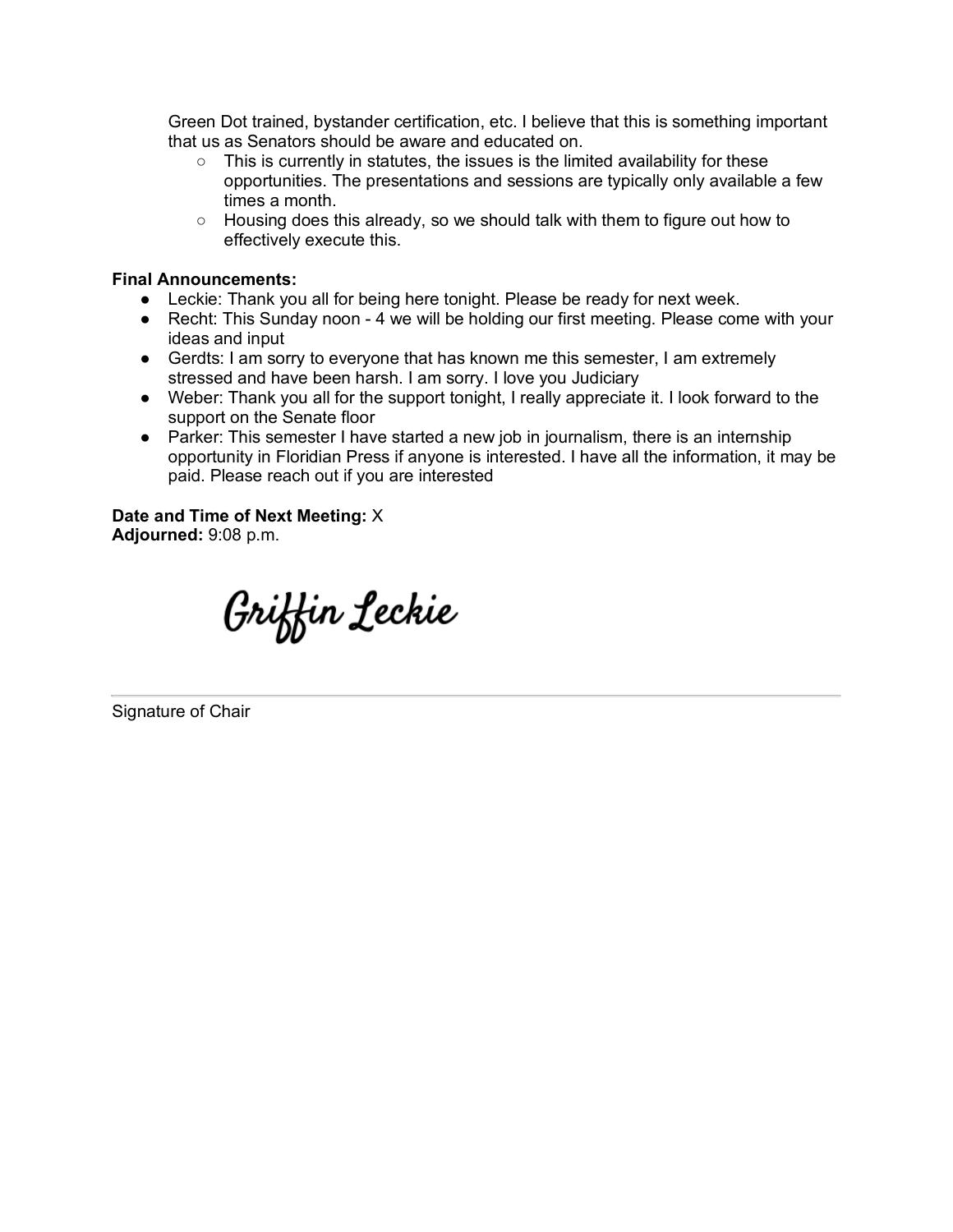Green Dot trained, bystander certification, etc. I believe that this is something important that us as Senators should be aware and educated on.

- This is currently in statutes, the issues is the limited availability for these opportunities. The presentations and sessions are typically only available a few times a month.
- Housing does this already, so we should talk with them to figure out how to effectively execute this.

**Final Announcements:**

- Leckie: Thank you all for being here tonight. Please be ready for next week.
- Recht: This Sunday noon - 4 we will be holding our first meeting. Please come with your ideas and input
- Gerdts: I am sorry to everyone that has known me this semester, I am extremely stressed and have been harsh. I am sorry. I love you Judiciary
- Weber: Thank you all for the support tonight, I really appreciate it. I look forward to the support on the Senate floor
- Parker: This semester I have started a new job in journalism, there is an internship opportunity in Floridian Press if anyone is interested. I have all the information, it may be paid. Please reach out if you are interested

**Date and Time of Next Meeting:** X
**Adjourned:** 9:08 p.m.

Griffin Leckie

---

Signature of Chair